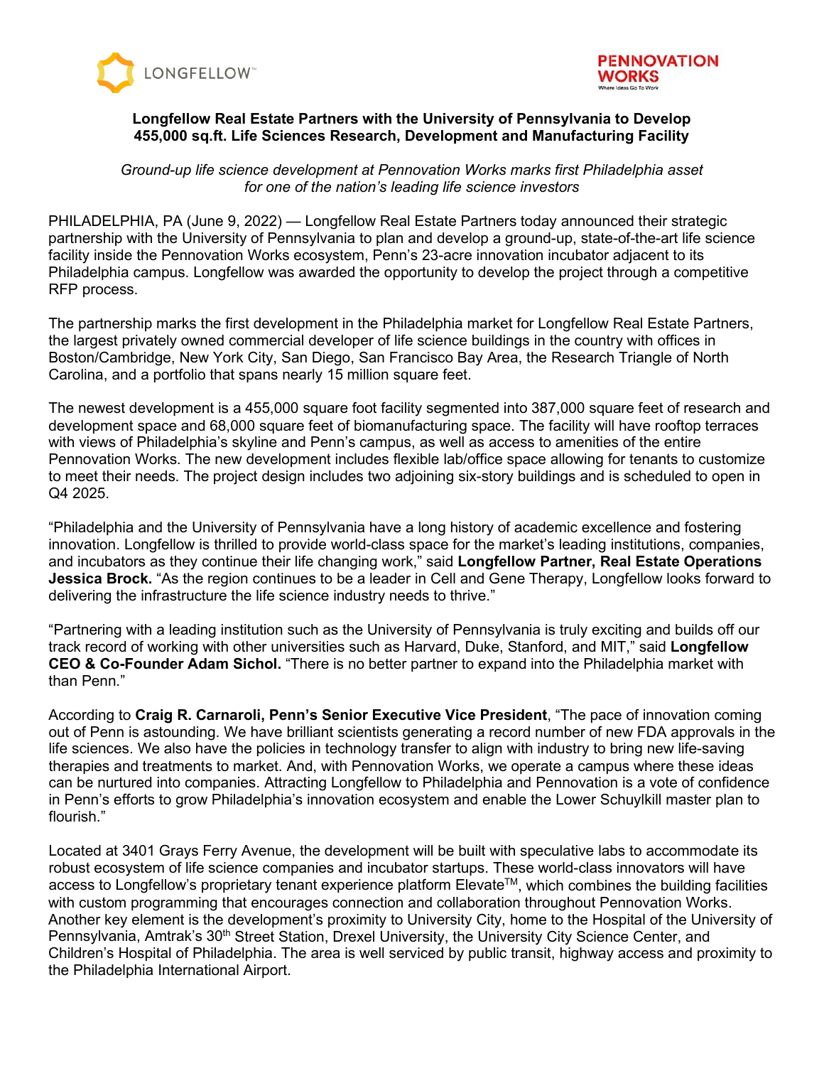**Longfellow Real Estate Partners with the University of Pennsylvania to Develop 455,000 sq.ft. Life Sciences Research, Development and Manufacturing Facility**

*Ground-up life science development at Pennovation Works marks first Philadelphia asset for one of the nation's leading life science investors*

PHILADELPHIA, PA (June 9, 2022) — Longfellow Real Estate Partners today announced their strategic partnership with the University of Pennsylvania to plan and develop a ground-up, state-of-the-art life science facility inside the Pennovation Works ecosystem, Penn's 23-acre innovation incubator adjacent to its Philadelphia campus. Longfellow was awarded the opportunity to develop the project through a competitive RFP process.

The partnership marks the first development in the Philadelphia market for Longfellow Real Estate Partners, the largest privately owned commercial developer of life science buildings in the country with offices in Boston/Cambridge, New York City, San Diego, San Francisco Bay Area, the Research Triangle of North Carolina, and a portfolio that spans nearly 15 million square feet.

The newest development is a 455,000 square foot facility segmented into 387,000 square feet of research and development space and 68,000 square feet of biomanufacturing space. The facility will have rooftop terraces with views of Philadelphia's skyline and Penn's campus, as well as access to amenities of the entire Pennovation Works. The new development includes flexible lab/office space allowing for tenants to customize to meet their needs. The project design includes two adjoining six-story buildings and is scheduled to open in Q4 2025.

"Philadelphia and the University of Pennsylvania have a long history of academic excellence and fostering innovation. Longfellow is thrilled to provide world-class space for the market's leading institutions, companies, and incubators as they continue their life changing work," said **Longfellow Partner, Real Estate Operations Jessica Brock.** "As the region continues to be a leader in Cell and Gene Therapy, Longfellow looks forward to delivering the infrastructure the life science industry needs to thrive."

"Partnering with a leading institution such as the University of Pennsylvania is truly exciting and builds off our track record of working with other universities such as Harvard, Duke, Stanford, and MIT," said **Longfellow CEO & Co-Founder Adam Sichol.** "There is no better partner to expand into the Philadelphia market with than Penn."

According to **Craig R. Carnaroli, Penn's Senior Executive Vice President**, "The pace of innovation coming out of Penn is astounding. We have brilliant scientists generating a record number of new FDA approvals in the life sciences. We also have the policies in technology transfer to align with industry to bring new life-saving therapies and treatments to market. And, with Pennovation Works, we operate a campus where these ideas can be nurtured into companies. Attracting Longfellow to Philadelphia and Pennovation is a vote of confidence in Penn's efforts to grow Philadelphia's innovation ecosystem and enable the Lower Schuylkill master plan to flourish."

Located at 3401 Grays Ferry Avenue, the development will be built with speculative labs to accommodate its robust ecosystem of life science companies and incubator startups. These world-class innovators will have access to Longfellow's proprietary tenant experience platform Elevate™, which combines the building facilities with custom programming that encourages connection and collaboration throughout Pennovation Works. Another key element is the development's proximity to University City, home to the Hospital of the University of Pennsylvania, Amtrak's 30th Street Station, Drexel University, the University City Science Center, and Children's Hospital of Philadelphia. The area is well serviced by public transit, highway access and proximity to the Philadelphia International Airport.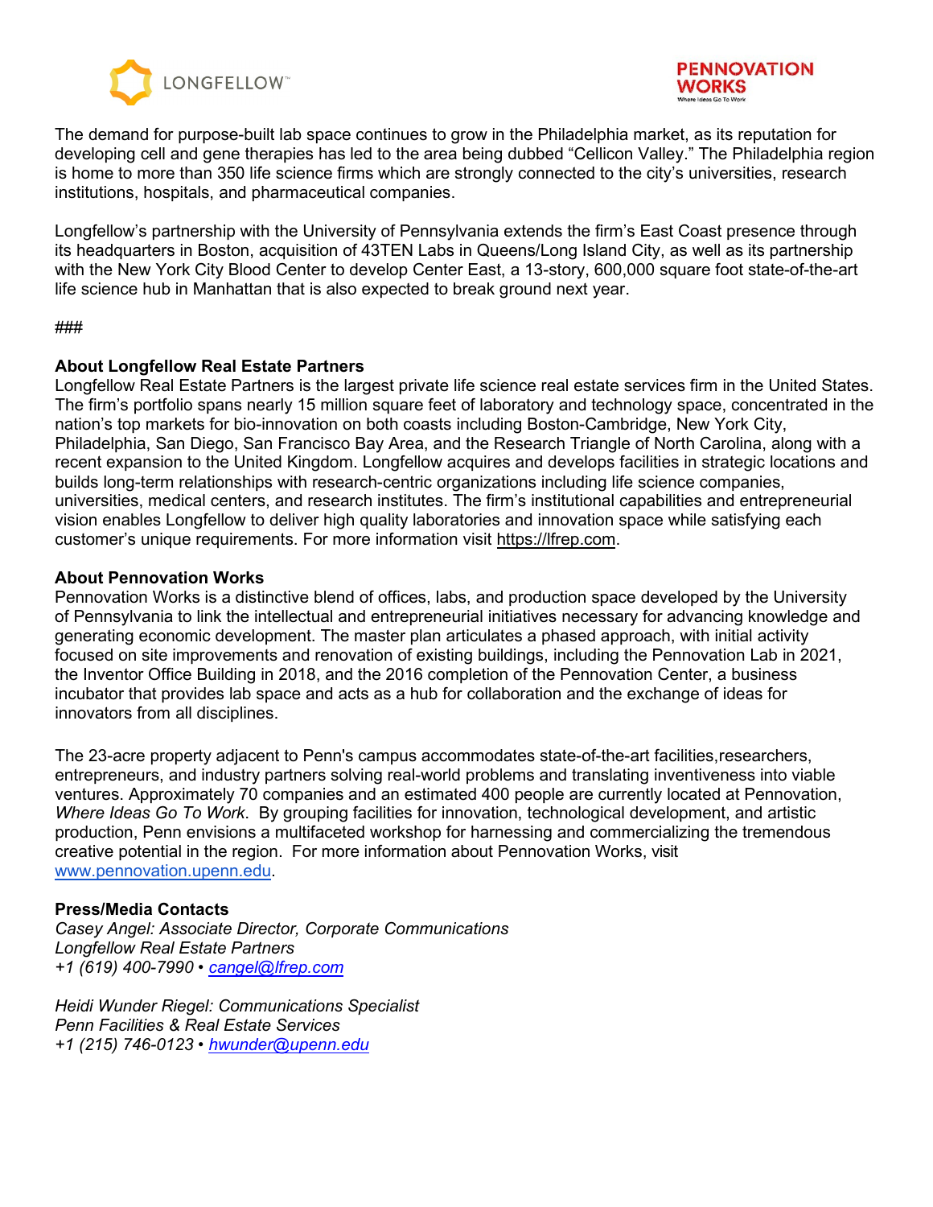The demand for purpose-built lab space continues to grow in the Philadelphia market, as its reputation for developing cell and gene therapies has led to the area being dubbed "Cellicon Valley." The Philadelphia region is home to more than 350 life science firms which are strongly connected to the city's universities, research institutions, hospitals, and pharmaceutical companies.

Longfellow's partnership with the University of Pennsylvania extends the firm's East Coast presence through its headquarters in Boston, acquisition of 43TEN Labs in Queens/Long Island City, as well as its partnership with the New York City Blood Center to develop Center East, a 13-story, 600,000 square foot state-of-the-art life science hub in Manhattan that is also expected to break ground next year.

###

**About Longfellow Real Estate Partners**
Longfellow Real Estate Partners is the largest private life science real estate services firm in the United States. The firm's portfolio spans nearly 15 million square feet of laboratory and technology space, concentrated in the nation's top markets for bio-innovation on both coasts including Boston-Cambridge, New York City, Philadelphia, San Diego, San Francisco Bay Area, and the Research Triangle of North Carolina, along with a recent expansion to the United Kingdom. Longfellow acquires and develops facilities in strategic locations and builds long-term relationships with research-centric organizations including life science companies, universities, medical centers, and research institutes. The firm's institutional capabilities and entrepreneurial vision enables Longfellow to deliver high quality laboratories and innovation space while satisfying each customer's unique requirements. For more information visit https://lfrep.com.

**About Pennovation Works**
Pennovation Works is a distinctive blend of offices, labs, and production space developed by the University of Pennsylvania to link the intellectual and entrepreneurial initiatives necessary for advancing knowledge and generating economic development. The master plan articulates a phased approach, with initial activity focused on site improvements and renovation of existing buildings, including the Pennovation Lab in 2021, the Inventor Office Building in 2018, and the 2016 completion of the Pennovation Center, a business incubator that provides lab space and acts as a hub for collaboration and the exchange of ideas for innovators from all disciplines.

The 23-acre property adjacent to Penn's campus accommodates state-of-the-art facilities,researchers, entrepreneurs, and industry partners solving real-world problems and translating inventiveness into viable ventures. Approximately 70 companies and an estimated 400 people are currently located at Pennovation, *Where Ideas Go To Work*. By grouping facilities for innovation, technological development, and artistic production, Penn envisions a multifaceted workshop for harnessing and commercializing the tremendous creative potential in the region. For more information about Pennovation Works, visit www.pennovation.upenn.edu.

**Press/Media Contacts**
*Casey Angel: Associate Director, Corporate Communications*
*Longfellow Real Estate Partners*
*+1 (619) 400-7990 • cangel@lfrep.com*

*Heidi Wunder Riegel: Communications Specialist*
*Penn Facilities & Real Estate Services*
*+1 (215) 746-0123 • hwunder@upenn.edu*